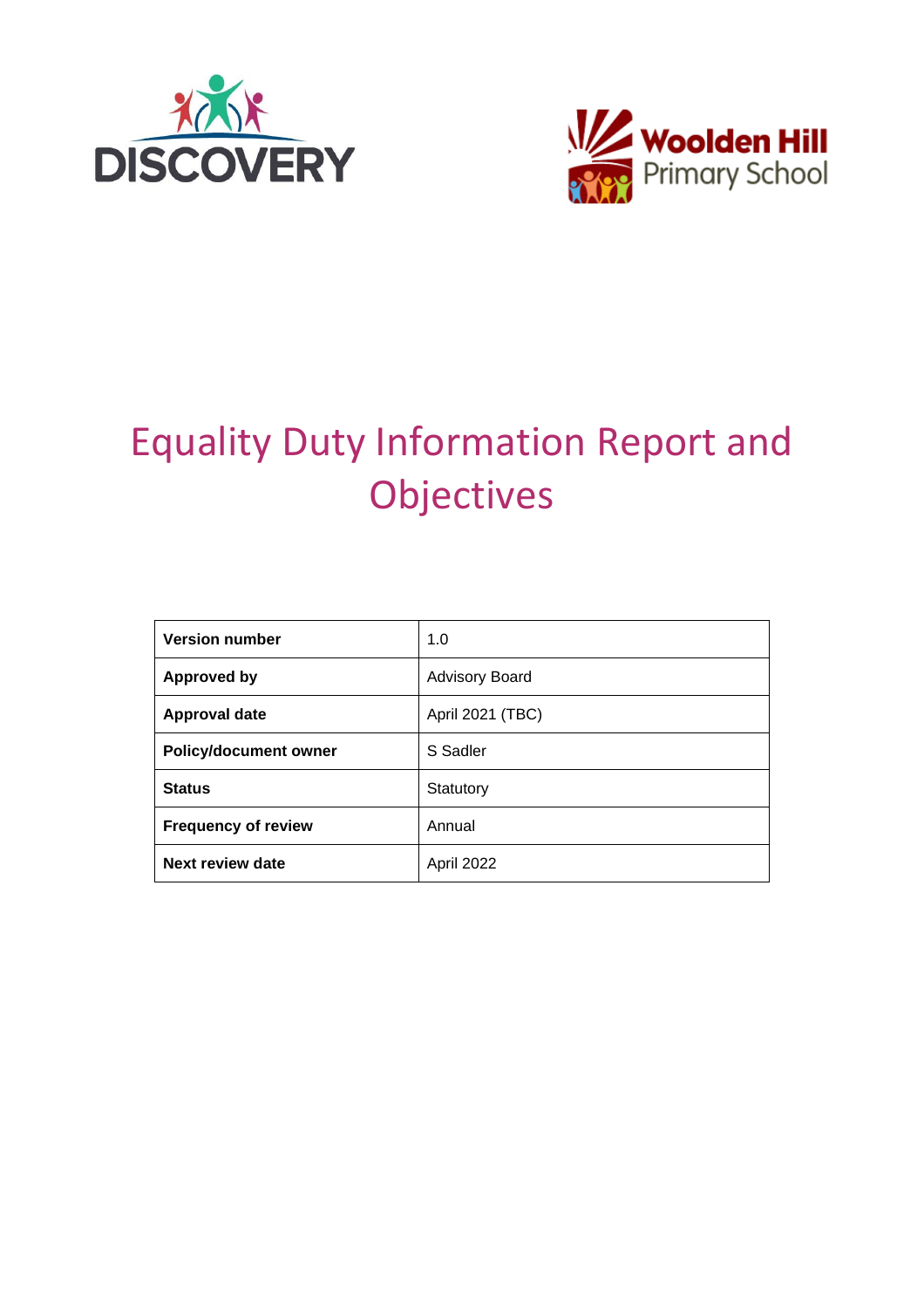DISCOVERY

Woolden Hill Primary School

# Equality Duty Information Report and Objectives

| Version number | 1.0 |
|---|---|
| Approved by | Advisory Board |
| Approval date | April 2021 (TBC) |
| Policy/document owner | S Sadler |
| Status | Statutory |
| Frequency of review | Annual |
| Next review date | April 2022 |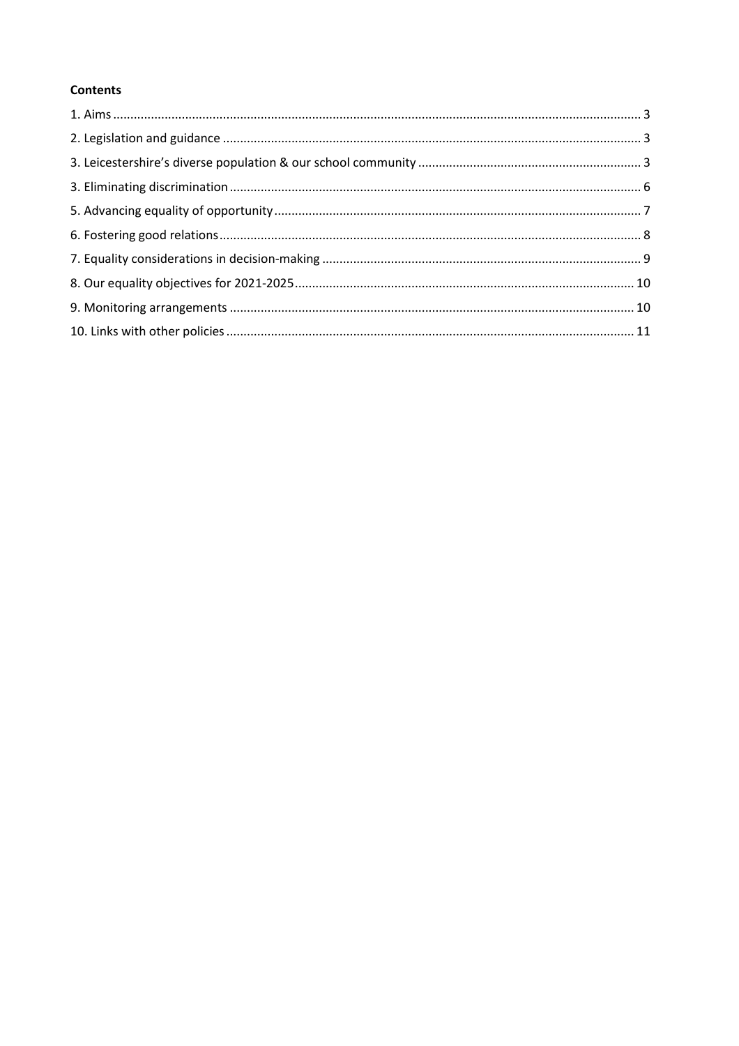**Contents**

1. Aims ........................................................................................................................................... 3
2. Legislation and guidance ......................................................................................................... 3
3. Leicestershire's diverse population & our school community ................................................. 3
3. Eliminating discrimination ....................................................................................................... 6
5. Advancing equality of opportunity ............................................................................................ 7
6. Fostering good relations ........................................................................................................... 8
7. Equality considerations in decision-making ............................................................................. 9
8. Our equality objectives for 2021-2025 ...................................................................................... 10
9. Monitoring arrangements ........................................................................................................ 10
10. Links with other policies ......................................................................................................... 11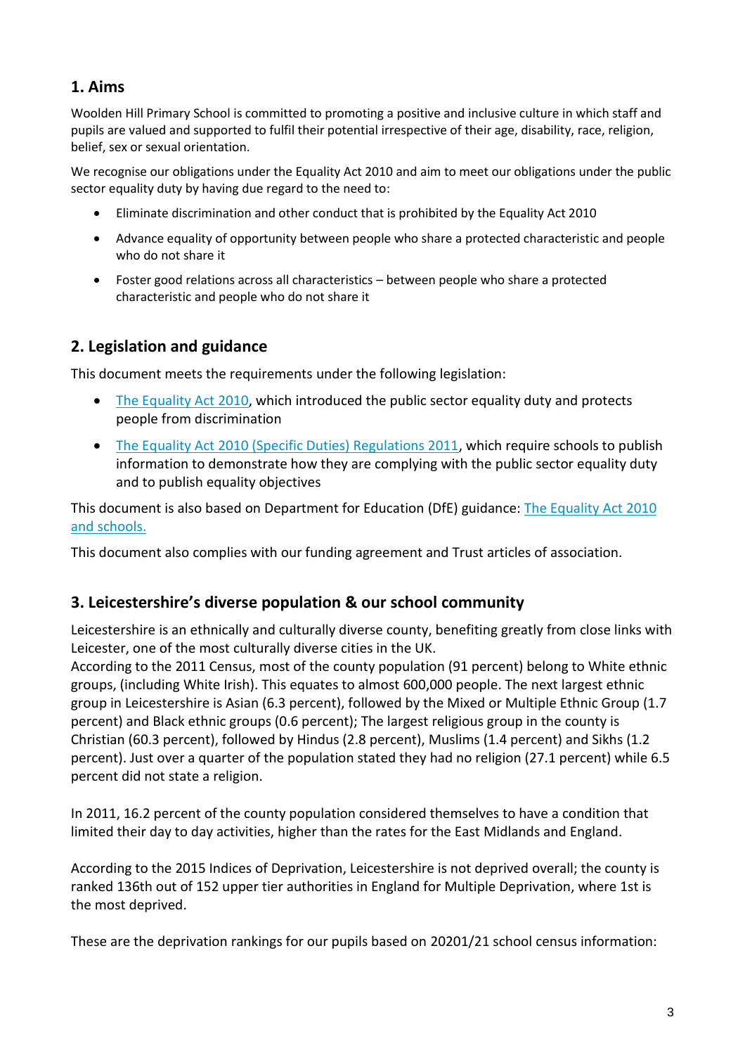## 1. Aims

Woolden Hill Primary School is committed to promoting a positive and inclusive culture in which staff and pupils are valued and supported to fulfil their potential irrespective of their age, disability, race, religion, belief, sex or sexual orientation.

We recognise our obligations under the Equality Act 2010 and aim to meet our obligations under the public sector equality duty by having due regard to the need to:

- Eliminate discrimination and other conduct that is prohibited by the Equality Act 2010
- Advance equality of opportunity between people who share a protected characteristic and people who do not share it
- Foster good relations across all characteristics – between people who share a protected characteristic and people who do not share it

## 2. Legislation and guidance

This document meets the requirements under the following legislation:

- [The Equality Act 2010](), which introduced the public sector equality duty and protects people from discrimination
- [The Equality Act 2010 (Specific Duties) Regulations 2011](), which require schools to publish information to demonstrate how they are complying with the public sector equality duty and to publish equality objectives

This document is also based on Department for Education (DfE) guidance: [The Equality Act 2010 and schools.]()

This document also complies with our funding agreement and Trust articles of association.

## 3. Leicestershire's diverse population & our school community

Leicestershire is an ethnically and culturally diverse county, benefiting greatly from close links with Leicester, one of the most culturally diverse cities in the UK.
According to the 2011 Census, most of the county population (91 percent) belong to White ethnic groups, (including White Irish). This equates to almost 600,000 people. The next largest ethnic group in Leicestershire is Asian (6.3 percent), followed by the Mixed or Multiple Ethnic Group (1.7 percent) and Black ethnic groups (0.6 percent); The largest religious group in the county is Christian (60.3 percent), followed by Hindus (2.8 percent), Muslims (1.4 percent) and Sikhs (1.2 percent). Just over a quarter of the population stated they had no religion (27.1 percent) while 6.5 percent did not state a religion.

In 2011, 16.2 percent of the county population considered themselves to have a condition that limited their day to day activities, higher than the rates for the East Midlands and England.

According to the 2015 Indices of Deprivation, Leicestershire is not deprived overall; the county is ranked 136th out of 152 upper tier authorities in England for Multiple Deprivation, where 1st is the most deprived.

These are the deprivation rankings for our pupils based on 20201/21 school census information: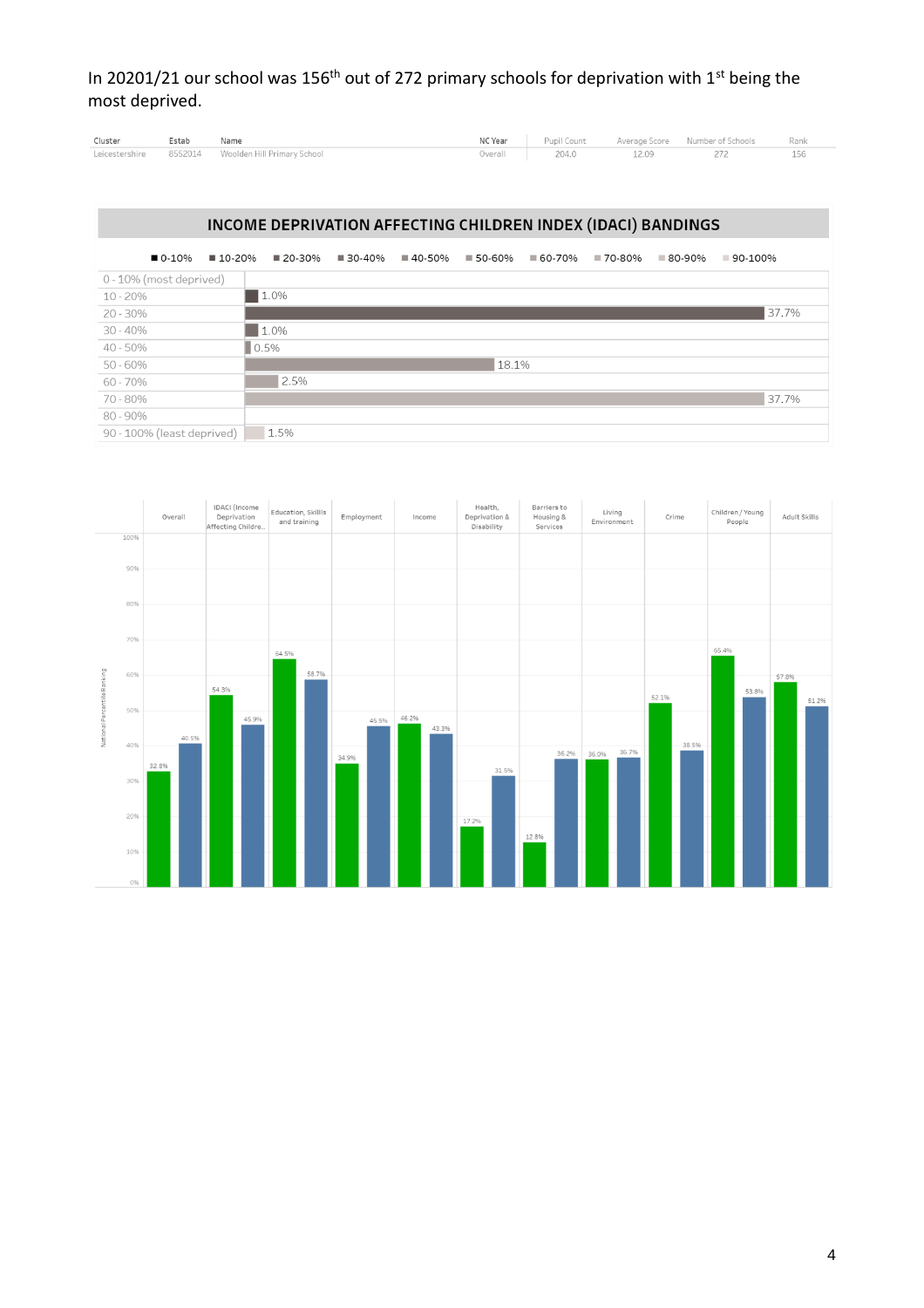In 20201/21 our school was 156th out of 272 primary schools for deprivation with 1st being the most deprived.

| Cluster | Estab | Name | NC Year | Pupil Count | Average Score | Number of Schools | Rank |
|---|---|---|---|---|---|---|---|
| Leicestershire | 8552014 | Woolden Hill Primary School | Overall | 204.0 | 12.09 | 272 | 156 |

## INCOME DEPRIVATION AFFECTING CHILDREN INDEX (IDACI) BANDINGS

| Banding | Percentage |
|---|---|
| 0 - 10% (most deprived) | |
| 10 - 20% | 1.0% |
| 20 - 30% | 37.7% |
| 30 - 40% | 1.0% |
| 40 - 50% | 0.5% |
| 50 - 60% | 18.1% |
| 60 - 70% | 2.5% |
| 70 - 80% | 37.7% |
| 80 - 90% | |
| 90 - 100% (least deprived) | 1.5% |

National Percentile Ranking

| Domain | Green | Blue |
|---|---|---|
| Overall | 32.8% | 40.5% |
| IDACI (Income Deprivation Affecting Childre.. | 54.3% | 45.9% |
| Education, Skills and training | 64.5% | 58.7% |
| Employment | 34.9% | 45.5% |
| Income | 46.2% | 43.3% |
| Health, Deprivation & Disability | 17.2% | 31.5% |
| Barriers to Housing & Services | 12.8% | 36.2% |
| Living Environment | 36.0% | 36.7% |
| Crime | 52.1% | 38.5% |
| Children / Young People | 65.4% | 53.8% |
| Adult Skills | 57.8% | 51.2% |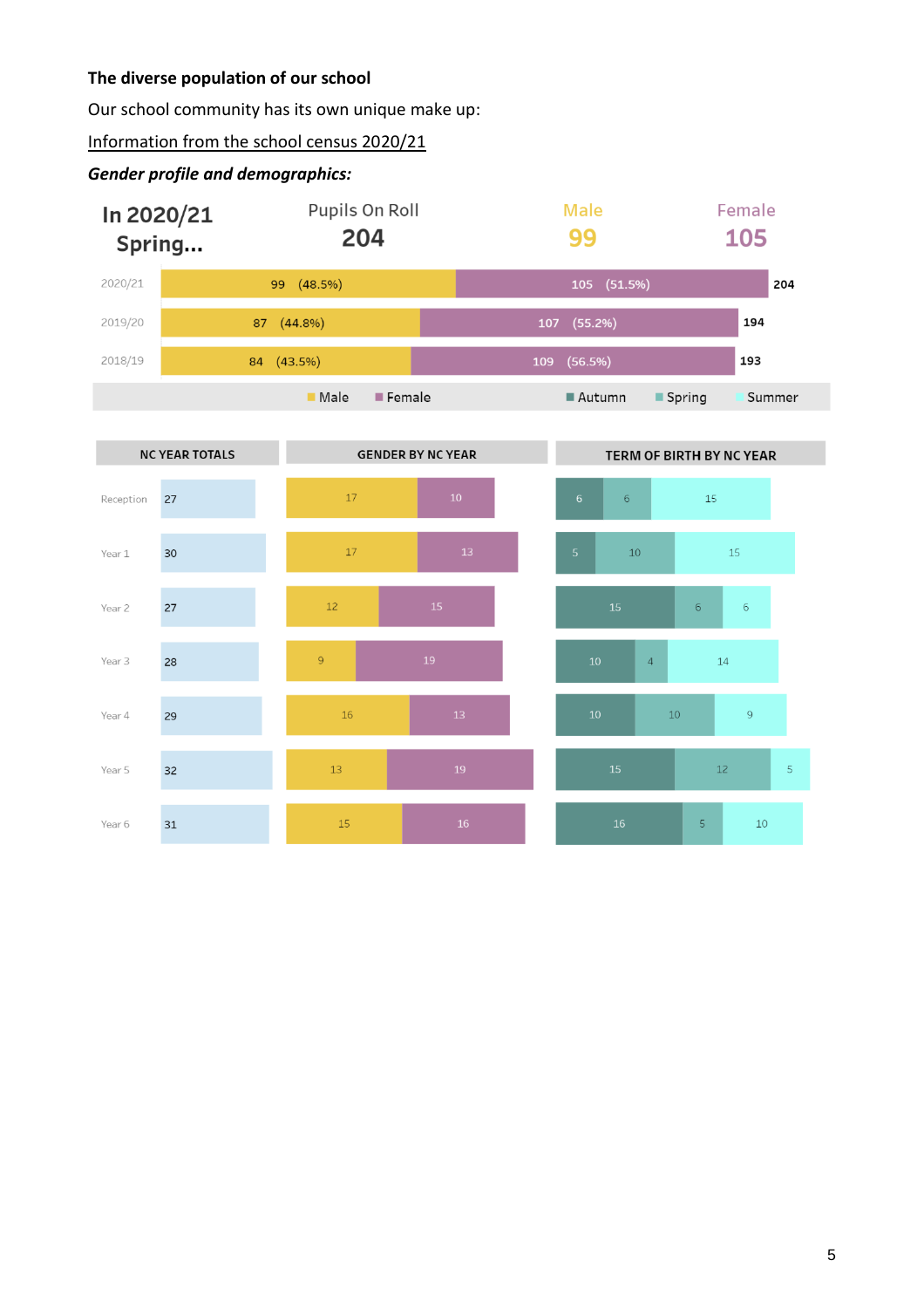**The diverse population of our school**

Our school community has its own unique make up:

Information from the school census 2020/21

***Gender profile and demographics:***

**In 2020/21 Spring...**

| Pupils On Roll | Male | Female |
|---|---|---|
| 204 | 99 | 105 |

| Year | Male | Female | Total |
|---|---|---|---|
| 2020/21 | 99 (48.5%) | 105 (51.5%) | 204 |
| 2019/20 | 87 (44.8%) | 107 (55.2%) | 194 |
| 2018/19 | 84 (43.5%) | 109 (56.5%) | 193 |

| NC Year | NC Year Totals | Gender by NC Year: Male | Gender by NC Year: Female | Term of Birth: Autumn | Term of Birth: Spring | Term of Birth: Summer |
|---|---|---|---|---|---|---|
| Reception | 27 | 17 | 10 | 6 | 6 | 15 |
| Year 1 | 30 | 17 | 13 | 5 | 10 | 15 |
| Year 2 | 27 | 12 | 15 | 15 | 6 | 6 |
| Year 3 | 28 | 9 | 19 | 10 | 4 | 14 |
| Year 4 | 29 | 16 | 13 | 10 | 10 | 9 |
| Year 5 | 32 | 13 | 19 | 15 | 12 | 5 |
| Year 6 | 31 | 15 | 16 | 16 | 5 | 10 |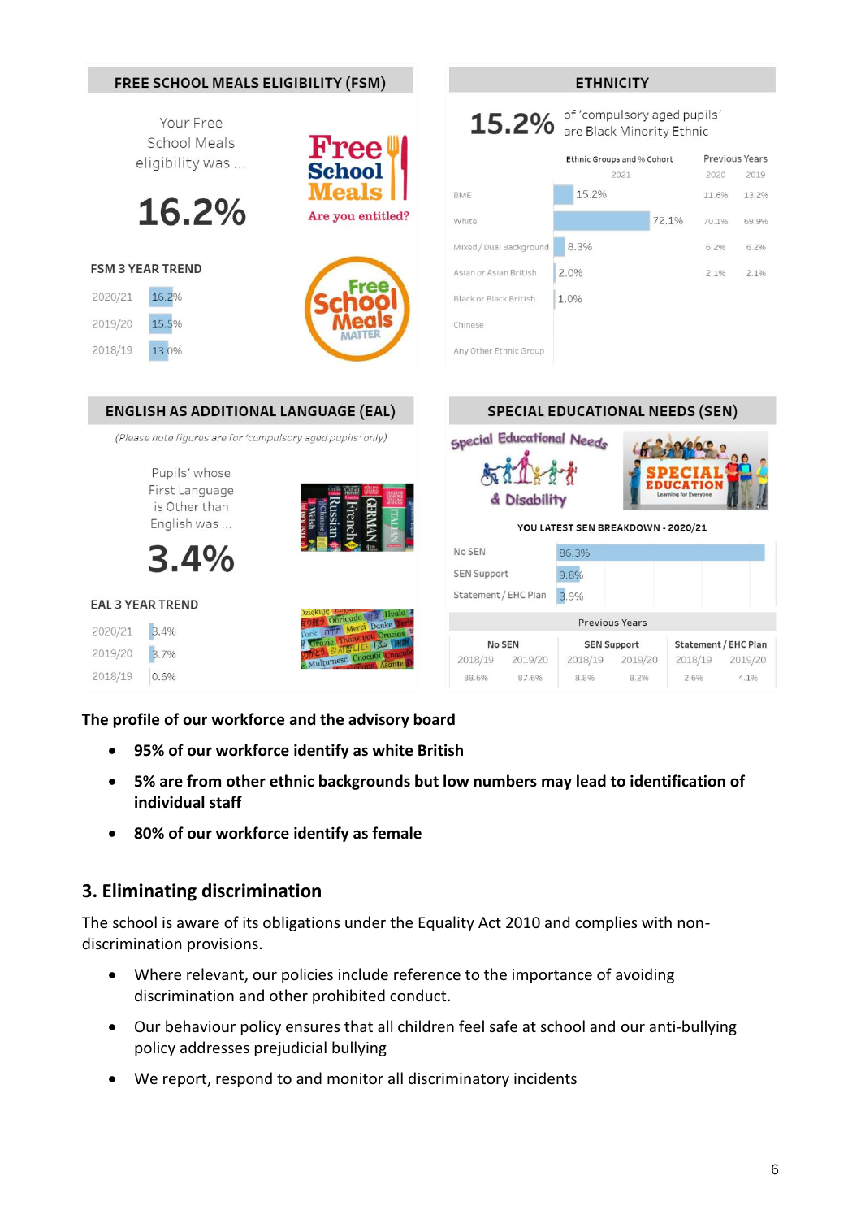## FREE SCHOOL MEALS ELIGIBILITY (FSM)

Your Free School Meals eligibility was ...

**16.2%**

Free School Meals — Are you entitled?

Free School Meals MATTER

**FSM 3 YEAR TREND**

| Year | % |
|---|---|
| 2020/21 | 16.2% |
| 2019/20 | 15.5% |
| 2018/19 | 13.0% |

## ETHNICITY

**15.2%** of 'compulsory aged pupils' are Black Minority Ethnic

| Ethnic Groups and % Cohort | 2021 | 2020 | 2019 |
|---|---|---|---|
| BME | 15.2% | 11.6% | 13.2% |
| White | 72.1% | 70.1% | 69.9% |
| Mixed / Dual Background | 8.3% | 6.2% | 6.2% |
| Asian or Asian British | 2.0% | 2.1% | 2.1% |
| Black or Black British | 1.0% | | |
| Chinese | | | |
| Any Other Ethnic Group | | | |

## ENGLISH AS ADDITIONAL LANGUAGE (EAL)

*(Please note figures are for 'compulsory aged pupils' only)*

Pupils' whose First Language is Other than English was ...

**3.4%**

**EAL 3 YEAR TREND**

| Year | % |
|---|---|
| 2020/21 | 3.4% |
| 2019/20 | 3.7% |
| 2018/19 | 0.6% |

## SPECIAL EDUCATIONAL NEEDS (SEN)

Special Educational Needs & Disability

SPECIAL EDUCATION — Learning for Everyone

**YOU LATEST SEN BREAKDOWN - 2020/21**

| Category | % |
|---|---|
| No SEN | 86.3% |
| SEN Support | 9.8% |
| Statement / EHC Plan | 3.9% |

Previous Years

| No SEN | | SEN Support | | Statement / EHC Plan | |
|---|---|---|---|---|---|
| 2018/19 | 2019/20 | 2018/19 | 2019/20 | 2018/19 | 2019/20 |
| 88.6% | 87.6% | 8.8% | 8.2% | 2.6% | 4.1% |

**The profile of our workforce and the advisory board**

- **95% of our workforce identify as white British**
- **5% are from other ethnic backgrounds but low numbers may lead to identification of individual staff**
- **80% of our workforce identify as female**

## 3. Eliminating discrimination

The school is aware of its obligations under the Equality Act 2010 and complies with non-discrimination provisions.

- Where relevant, our policies include reference to the importance of avoiding discrimination and other prohibited conduct.
- Our behaviour policy ensures that all children feel safe at school and our anti-bullying policy addresses prejudicial bullying
- We report, respond to and monitor all discriminatory incidents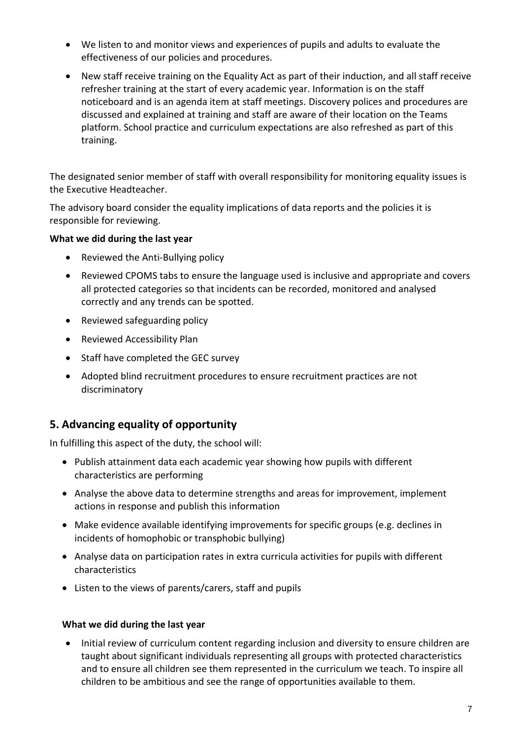- We listen to and monitor views and experiences of pupils and adults to evaluate the effectiveness of our policies and procedures.
- New staff receive training on the Equality Act as part of their induction, and all staff receive refresher training at the start of every academic year. Information is on the staff noticeboard and is an agenda item at staff meetings. Discovery polices and procedures are discussed and explained at training and staff are aware of their location on the Teams platform. School practice and curriculum expectations are also refreshed as part of this training.

The designated senior member of staff with overall responsibility for monitoring equality issues is the Executive Headteacher.

The advisory board consider the equality implications of data reports and the policies it is responsible for reviewing.

**What we did during the last year**

- Reviewed the Anti-Bullying policy
- Reviewed CPOMS tabs to ensure the language used is inclusive and appropriate and covers all protected categories so that incidents can be recorded, monitored and analysed correctly and any trends can be spotted.
- Reviewed safeguarding policy
- Reviewed Accessibility Plan
- Staff have completed the GEC survey
- Adopted blind recruitment procedures to ensure recruitment practices are not discriminatory

## 5. Advancing equality of opportunity

In fulfilling this aspect of the duty, the school will:

- Publish attainment data each academic year showing how pupils with different characteristics are performing
- Analyse the above data to determine strengths and areas for improvement, implement actions in response and publish this information
- Make evidence available identifying improvements for specific groups (e.g. declines in incidents of homophobic or transphobic bullying)
- Analyse data on participation rates in extra curricula activities for pupils with different characteristics
- Listen to the views of parents/carers, staff and pupils

**What we did during the last year**

- Initial review of curriculum content regarding inclusion and diversity to ensure children are taught about significant individuals representing all groups with protected characteristics and to ensure all children see them represented in the curriculum we teach. To inspire all children to be ambitious and see the range of opportunities available to them.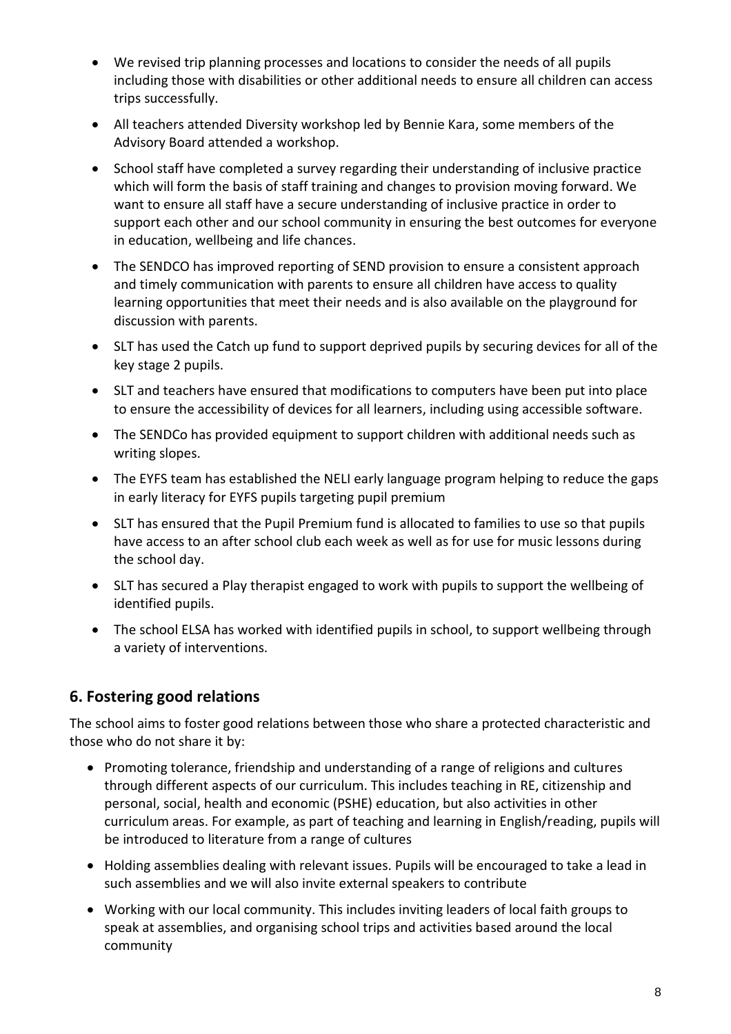- We revised trip planning processes and locations to consider the needs of all pupils including those with disabilities or other additional needs to ensure all children can access trips successfully.
- All teachers attended Diversity workshop led by Bennie Kara, some members of the Advisory Board attended a workshop.
- School staff have completed a survey regarding their understanding of inclusive practice which will form the basis of staff training and changes to provision moving forward. We want to ensure all staff have a secure understanding of inclusive practice in order to support each other and our school community in ensuring the best outcomes for everyone in education, wellbeing and life chances.
- The SENDCO has improved reporting of SEND provision to ensure a consistent approach and timely communication with parents to ensure all children have access to quality learning opportunities that meet their needs and is also available on the playground for discussion with parents.
- SLT has used the Catch up fund to support deprived pupils by securing devices for all of the key stage 2 pupils.
- SLT and teachers have ensured that modifications to computers have been put into place to ensure the accessibility of devices for all learners, including using accessible software.
- The SENDCo has provided equipment to support children with additional needs such as writing slopes.
- The EYFS team has established the NELI early language program helping to reduce the gaps in early literacy for EYFS pupils targeting pupil premium
- SLT has ensured that the Pupil Premium fund is allocated to families to use so that pupils have access to an after school club each week as well as for use for music lessons during the school day.
- SLT has secured a Play therapist engaged to work with pupils to support the wellbeing of identified pupils.
- The school ELSA has worked with identified pupils in school, to support wellbeing through a variety of interventions.

## 6. Fostering good relations

The school aims to foster good relations between those who share a protected characteristic and those who do not share it by:

- Promoting tolerance, friendship and understanding of a range of religions and cultures through different aspects of our curriculum. This includes teaching in RE, citizenship and personal, social, health and economic (PSHE) education, but also activities in other curriculum areas. For example, as part of teaching and learning in English/reading, pupils will be introduced to literature from a range of cultures
- Holding assemblies dealing with relevant issues. Pupils will be encouraged to take a lead in such assemblies and we will also invite external speakers to contribute
- Working with our local community. This includes inviting leaders of local faith groups to speak at assemblies, and organising school trips and activities based around the local community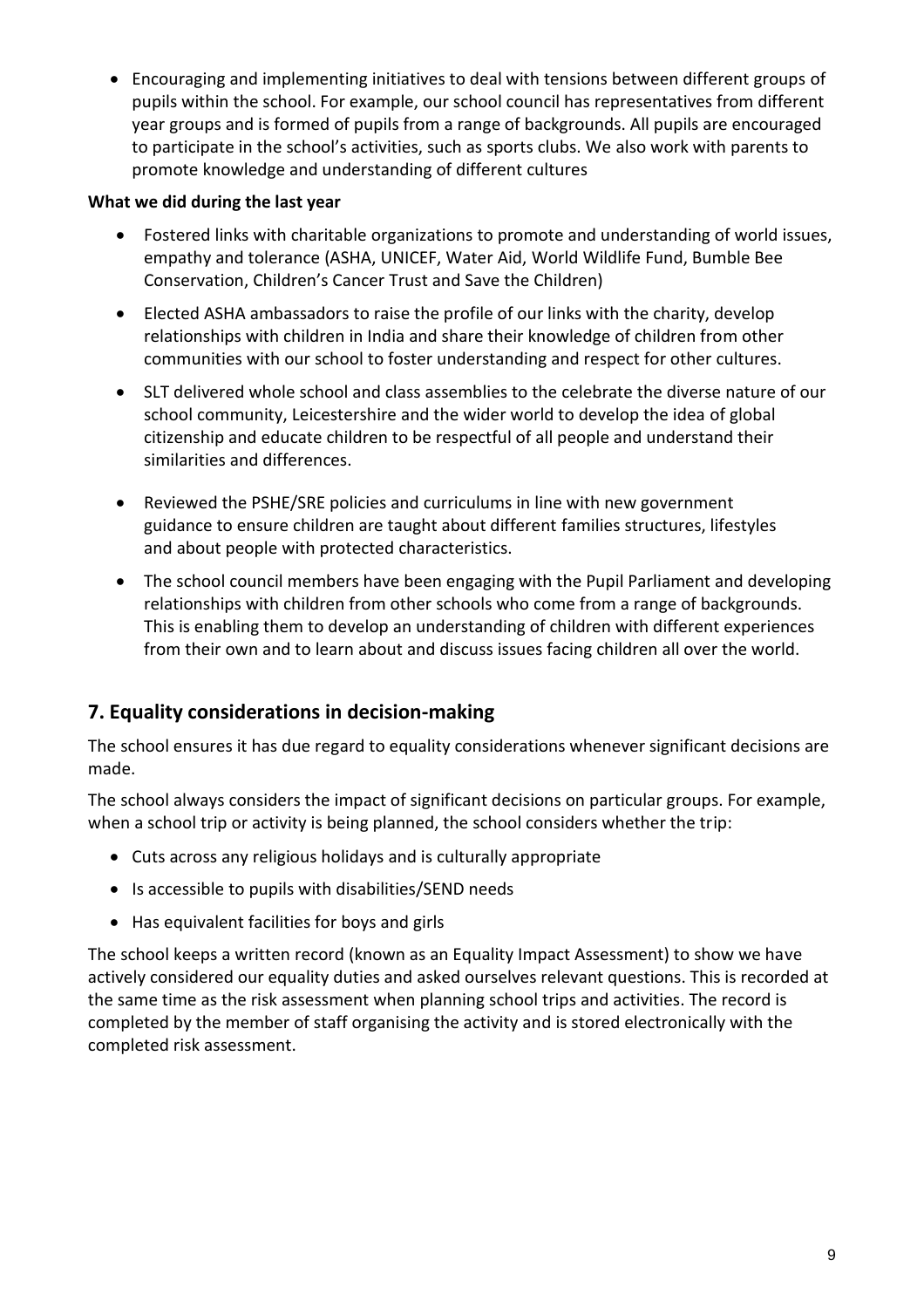- Encouraging and implementing initiatives to deal with tensions between different groups of pupils within the school. For example, our school council has representatives from different year groups and is formed of pupils from a range of backgrounds. All pupils are encouraged to participate in the school's activities, such as sports clubs. We also work with parents to promote knowledge and understanding of different cultures

**What we did during the last year**

- Fostered links with charitable organizations to promote and understanding of world issues, empathy and tolerance (ASHA, UNICEF, Water Aid, World Wildlife Fund, Bumble Bee Conservation, Children's Cancer Trust and Save the Children)
- Elected ASHA ambassadors to raise the profile of our links with the charity, develop relationships with children in India and share their knowledge of children from other communities with our school to foster understanding and respect for other cultures.
- SLT delivered whole school and class assemblies to the celebrate the diverse nature of our school community, Leicestershire and the wider world to develop the idea of global citizenship and educate children to be respectful of all people and understand their similarities and differences.
- Reviewed the PSHE/SRE policies and curriculums in line with new government guidance to ensure children are taught about different families structures, lifestyles and about people with protected characteristics.
- The school council members have been engaging with the Pupil Parliament and developing relationships with children from other schools who come from a range of backgrounds. This is enabling them to develop an understanding of children with different experiences from their own and to learn about and discuss issues facing children all over the world.

## 7. Equality considerations in decision-making

The school ensures it has due regard to equality considerations whenever significant decisions are made.

The school always considers the impact of significant decisions on particular groups. For example, when a school trip or activity is being planned, the school considers whether the trip:

- Cuts across any religious holidays and is culturally appropriate
- Is accessible to pupils with disabilities/SEND needs
- Has equivalent facilities for boys and girls

The school keeps a written record (known as an Equality Impact Assessment) to show we have actively considered our equality duties and asked ourselves relevant questions. This is recorded at the same time as the risk assessment when planning school trips and activities. The record is completed by the member of staff organising the activity and is stored electronically with the completed risk assessment.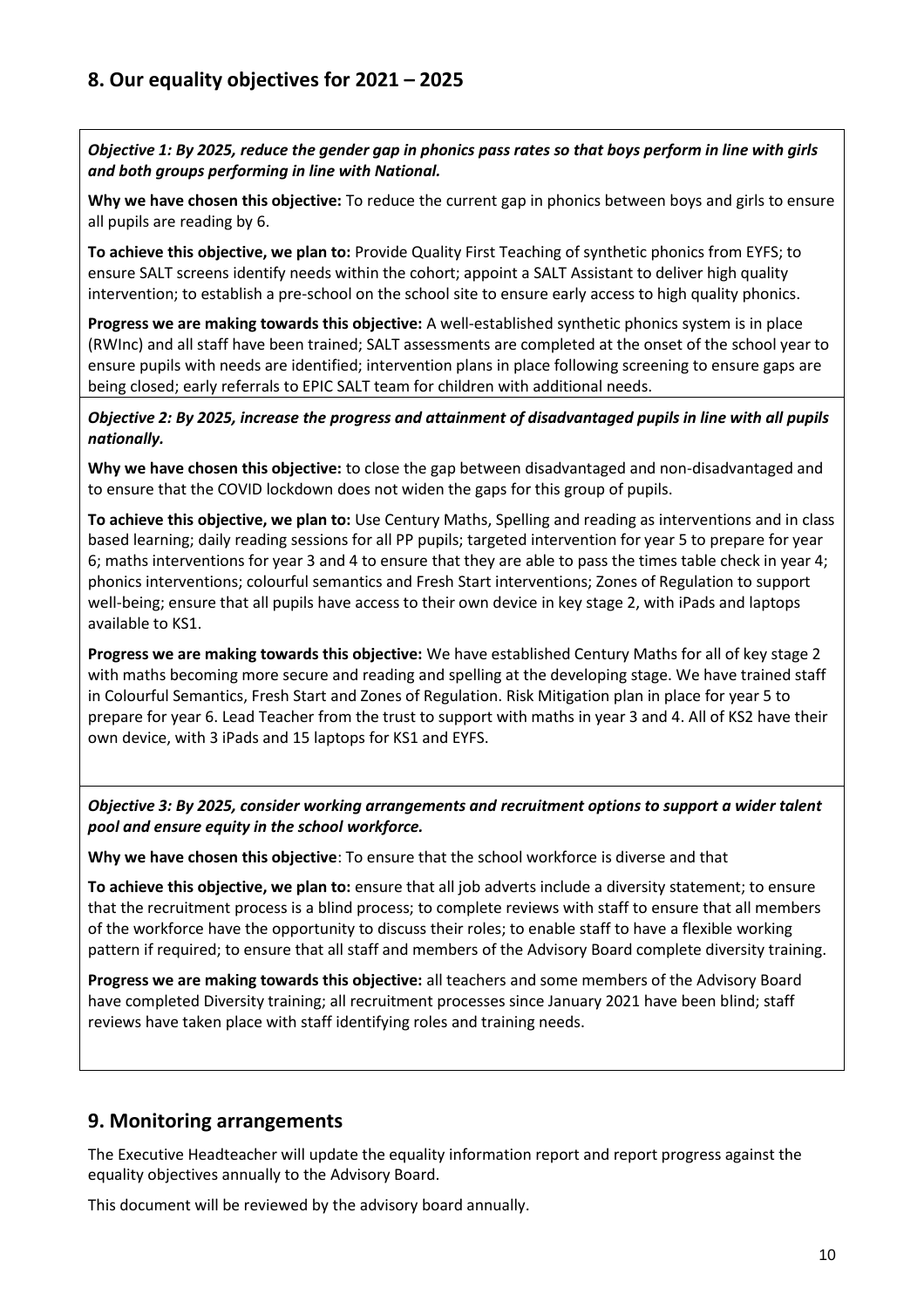## 8. Our equality objectives for 2021 – 2025

***Objective 1: By 2025, reduce the gender gap in phonics pass rates so that boys perform in line with girls and both groups performing in line with National.***

**Why we have chosen this objective:** To reduce the current gap in phonics between boys and girls to ensure all pupils are reading by 6.

**To achieve this objective, we plan to:** Provide Quality First Teaching of synthetic phonics from EYFS; to ensure SALT screens identify needs within the cohort; appoint a SALT Assistant to deliver high quality intervention; to establish a pre-school on the school site to ensure early access to high quality phonics.

**Progress we are making towards this objective:** A well-established synthetic phonics system is in place (RWInc) and all staff have been trained; SALT assessments are completed at the onset of the school year to ensure pupils with needs are identified; intervention plans in place following screening to ensure gaps are being closed; early referrals to EPIC SALT team for children with additional needs.

***Objective 2: By 2025, increase the progress and attainment of disadvantaged pupils in line with all pupils nationally.***

**Why we have chosen this objective:** to close the gap between disadvantaged and non-disadvantaged and to ensure that the COVID lockdown does not widen the gaps for this group of pupils.

**To achieve this objective, we plan to:** Use Century Maths, Spelling and reading as interventions and in class based learning; daily reading sessions for all PP pupils; targeted intervention for year 5 to prepare for year 6; maths interventions for year 3 and 4 to ensure that they are able to pass the times table check in year 4; phonics interventions; colourful semantics and Fresh Start interventions; Zones of Regulation to support well-being; ensure that all pupils have access to their own device in key stage 2, with iPads and laptops available to KS1.

**Progress we are making towards this objective:** We have established Century Maths for all of key stage 2 with maths becoming more secure and reading and spelling at the developing stage. We have trained staff in Colourful Semantics, Fresh Start and Zones of Regulation. Risk Mitigation plan in place for year 5 to prepare for year 6. Lead Teacher from the trust to support with maths in year 3 and 4. All of KS2 have their own device, with 3 iPads and 15 laptops for KS1 and EYFS.

***Objective 3: By 2025, consider working arrangements and recruitment options to support a wider talent pool and ensure equity in the school workforce.***

**Why we have chosen this objective**: To ensure that the school workforce is diverse and that

**To achieve this objective, we plan to:** ensure that all job adverts include a diversity statement; to ensure that the recruitment process is a blind process; to complete reviews with staff to ensure that all members of the workforce have the opportunity to discuss their roles; to enable staff to have a flexible working pattern if required; to ensure that all staff and members of the Advisory Board complete diversity training.

**Progress we are making towards this objective:** all teachers and some members of the Advisory Board have completed Diversity training; all recruitment processes since January 2021 have been blind; staff reviews have taken place with staff identifying roles and training needs.

## 9. Monitoring arrangements

The Executive Headteacher will update the equality information report and report progress against the equality objectives annually to the Advisory Board.

This document will be reviewed by the advisory board annually.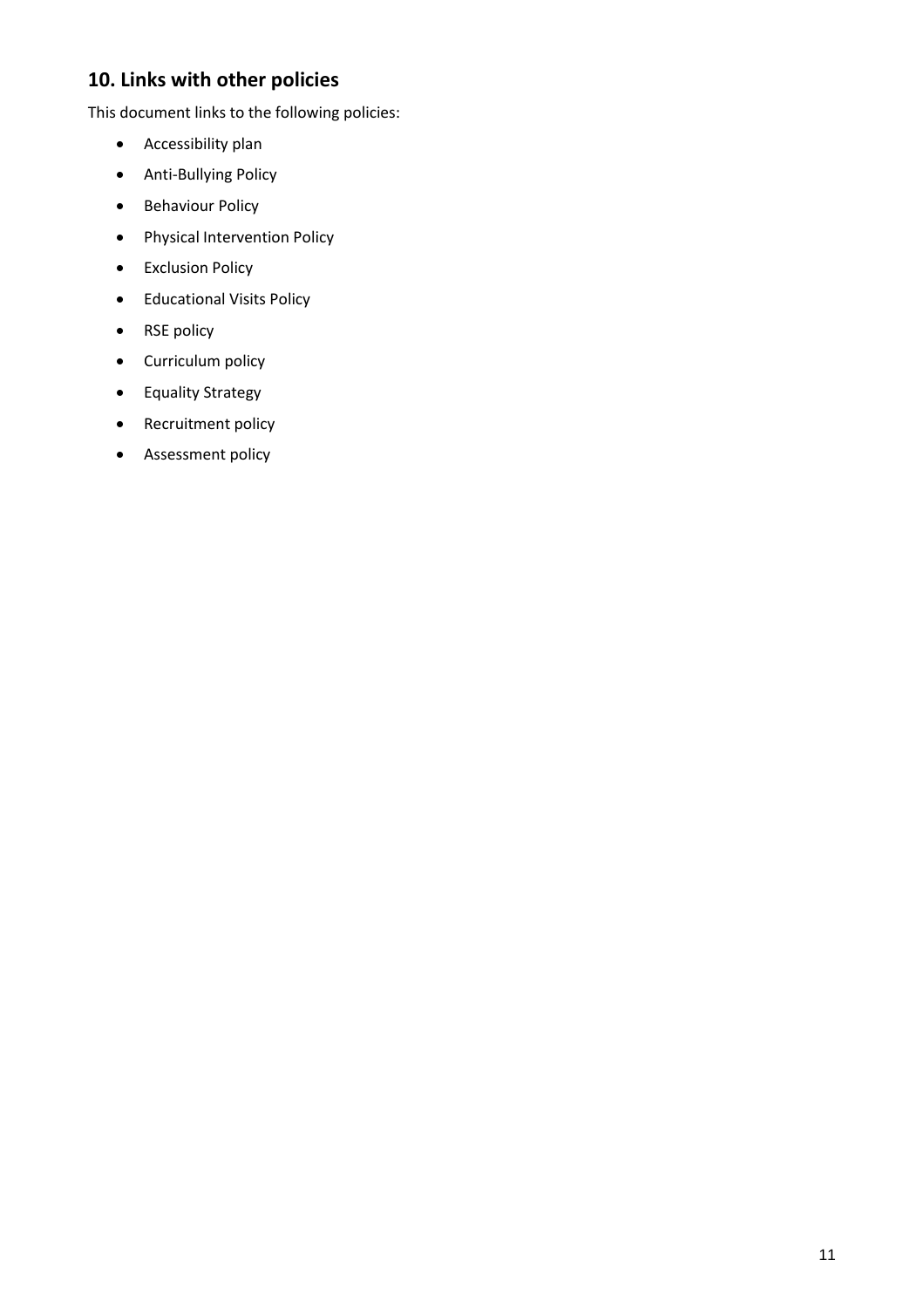## 10. Links with other policies

This document links to the following policies:

- Accessibility plan
- Anti-Bullying Policy
- Behaviour Policy
- Physical Intervention Policy
- Exclusion Policy
- Educational Visits Policy
- RSE policy
- Curriculum policy
- Equality Strategy
- Recruitment policy
- Assessment policy